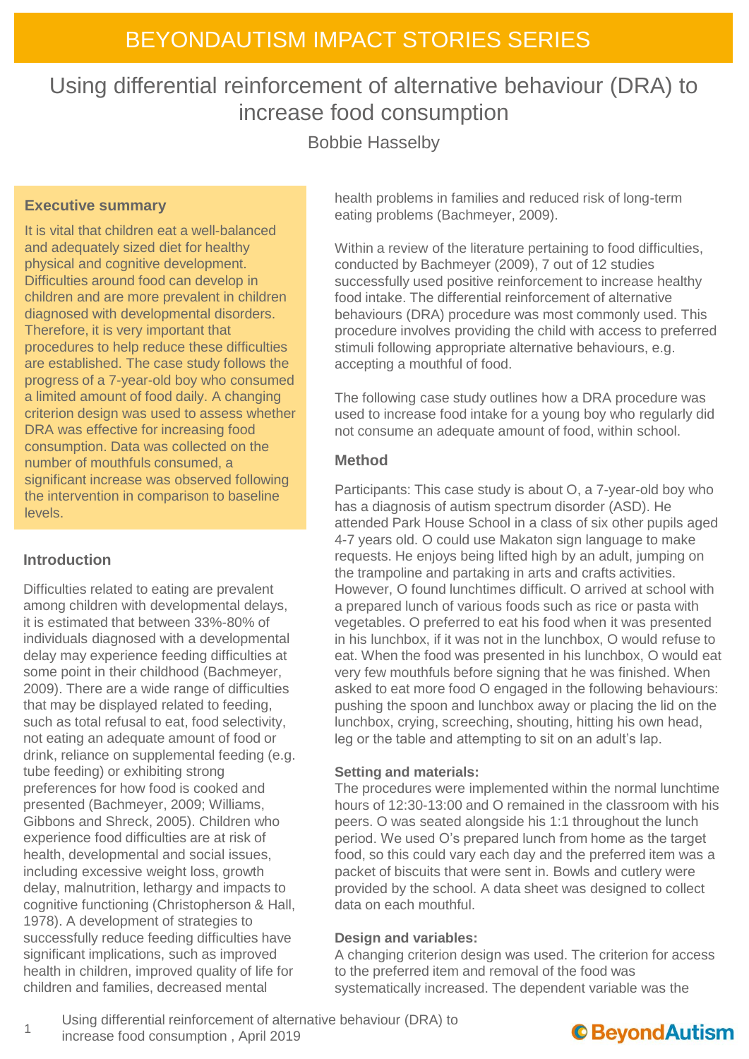# BEYONDAUTISM IMPACT STORIES SERIES

## Using differential reinforcement of alternative behaviour (DRA) to increase food consumption

Bobbie Hasselby

### Executive summary

It is vital that children eat a well-balanced and adequately sized diet for healthy physical and cognitive development. Difficulties around food can develop in children and are more prevalent in children diagnosed with developmental disorders. Therefore, it is very important that procedures to help reduce these difficulties are established. The case study follows the progress of a 7-year-old boy who consumed a limited amount of food daily. A changing criterion design was used to assess whether DRA was effective for increasing food consumption. Data was collected on the number of mouthfuls consumed, a significant increase was observed following the intervention in comparison to baseline levels.

### Introduction

Difficulties related to eating are prevalent among children with developmental delays, it is estimated that between 33%-80% of individuals diagnosed with a developmental delay may experience feeding difficulties at some point in their childhood (Bachmeyer, 2009). There are a wide range of difficulties that may be displayed related to feeding, such as total refusal to eat, food selectivity, not eating an adequate amount of food or drink, reliance on supplemental feeding (e.g. tube feeding) or exhibiting strong preferences for how food is cooked and presented (Bachmeyer, 2009; Williams, Gibbons and Shreck, 2005). Children who experience food difficulties are at risk of health, developmental and social issues, including excessive weight loss, growth delay, malnutrition, lethargy and impacts to cognitive functioning (Christopherson & Hall, 1978). A development of strategies to successfully reduce feeding difficulties have significant implications, such as improved health in children, improved quality of life for children and families, decreased mental health problems in families and reduced risk of long-term eating problems (Bachmeyer, 2009).

Within a review of the literature pertaining to food difficulties, conducted by Bachmeyer (2009), 7 out of 12 studies successfully used positive reinforcement to increase healthy food intake. The differential reinforcement of alternative behaviours (DRA) procedure was most commonly used. This procedure involves providing the child with access to preferred stimuli following appropriate alternative behaviours, e.g. accepting a mouthful of food.

The following case study outlines how a DRA procedure was used to increase food intake for a young boy who regularly did not consume an adequate amount of food, within school.

### Method

Participants: This case study is about O, a 7-year-old boy who has a diagnosis of autism spectrum disorder (ASD). He attended Park House School in a class of six other pupils aged 4-7 years old. O could use Makaton sign language to make requests. He enjoys being lifted high by an adult, jumping on the trampoline and partaking in arts and crafts activities. However, O found lunchtimes difficult. O arrived at school with a prepared lunch of various foods such as rice or pasta with vegetables. O preferred to eat his food when it was presented in his lunchbox, if it was not in the lunchbox, O would refuse to eat. When the food was presented in his lunchbox, O would eat very few mouthfuls before signing that he was finished. When asked to eat more food O engaged in the following behaviours: pushing the spoon and lunchbox away or placing the lid on the lunchbox, crying, screeching, shouting, hitting his own head, leg or the table and attempting to sit on an adult's lap.

**Setting and materials:**
The procedures were implemented within the normal lunchtime hours of 12:30-13:00 and O remained in the classroom with his peers. O was seated alongside his 1:1 throughout the lunch period. We used O's prepared lunch from home as the target food, so this could vary each day and the preferred item was a packet of biscuits that were sent in. Bowls and cutlery were provided by the school. A data sheet was designed to collect data on each mouthful.

**Design and variables:**
A changing criterion design was used. The criterion for access to the preferred item and removal of the food was systematically increased. The dependent variable was the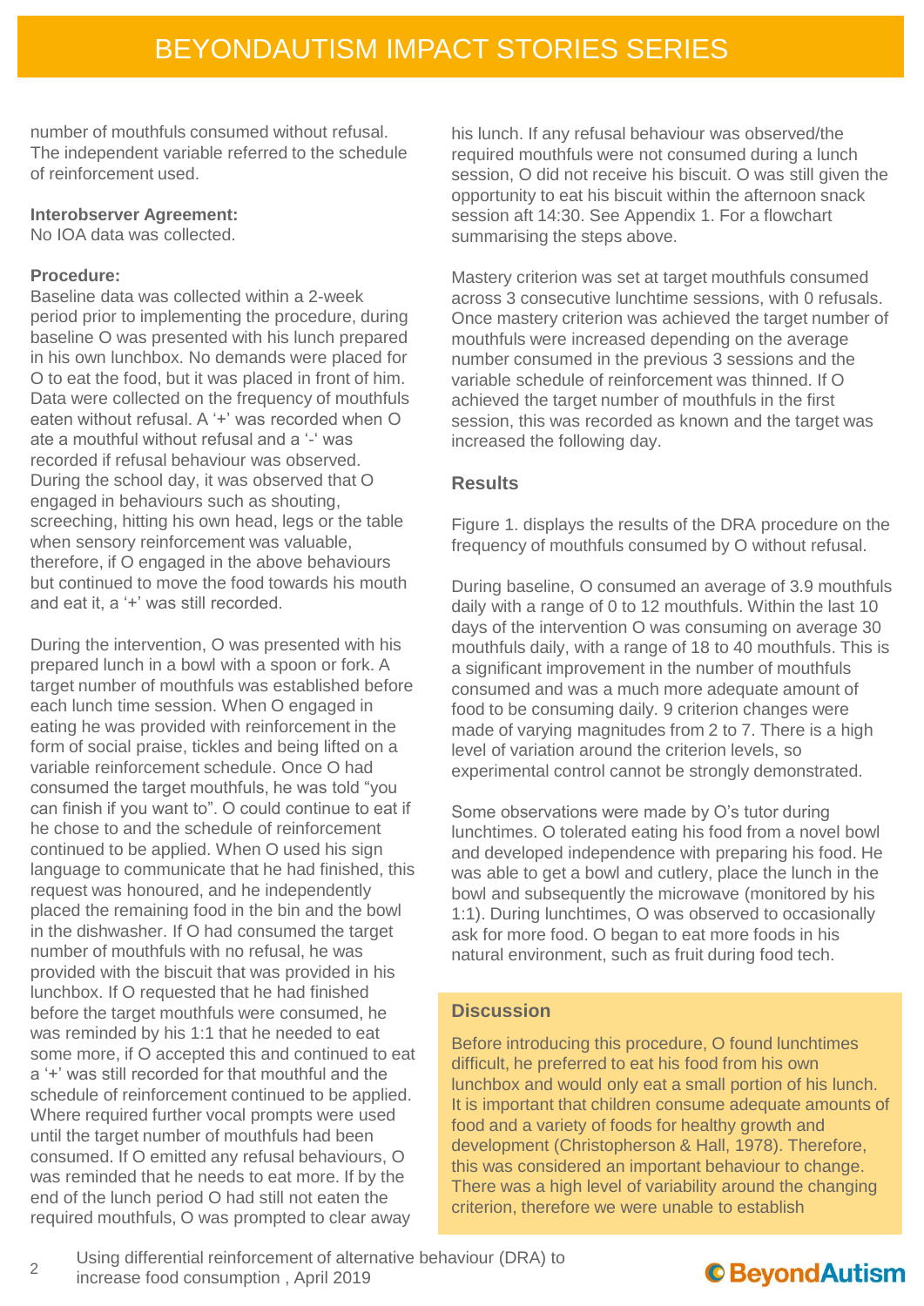number of mouthfuls consumed without refusal. The independent variable referred to the schedule of reinforcement used.

**Interobserver Agreement:**
No IOA data was collected.

**Procedure:**
Baseline data was collected within a 2-week period prior to implementing the procedure, during baseline O was presented with his lunch prepared in his own lunchbox. No demands were placed for O to eat the food, but it was placed in front of him. Data were collected on the frequency of mouthfuls eaten without refusal. A '+' was recorded when O ate a mouthful without refusal and a '-' was recorded if refusal behaviour was observed. During the school day, it was observed that O engaged in behaviours such as shouting, screeching, hitting his own head, legs or the table when sensory reinforcement was valuable, therefore, if O engaged in the above behaviours but continued to move the food towards his mouth and eat it, a '+' was still recorded.

During the intervention, O was presented with his prepared lunch in a bowl with a spoon or fork. A target number of mouthfuls was established before each lunch time session. When O engaged in eating he was provided with reinforcement in the form of social praise, tickles and being lifted on a variable reinforcement schedule. Once O had consumed the target mouthfuls, he was told "you can finish if you want to". O could continue to eat if he chose to and the schedule of reinforcement continued to be applied. When O used his sign language to communicate that he had finished, this request was honoured, and he independently placed the remaining food in the bin and the bowl in the dishwasher. If O had consumed the target number of mouthfuls with no refusal, he was provided with the biscuit that was provided in his lunchbox. If O requested that he had finished before the target mouthfuls were consumed, he was reminded by his 1:1 that he needed to eat some more, if O accepted this and continued to eat a '+' was still recorded for that mouthful and the schedule of reinforcement continued to be applied. Where required further vocal prompts were used until the target number of mouthfuls had been consumed. If O emitted any refusal behaviours, O was reminded that he needs to eat more. If by the end of the lunch period O had still not eaten the required mouthfuls, O was prompted to clear away his lunch. If any refusal behaviour was observed/the required mouthfuls were not consumed during a lunch session, O did not receive his biscuit. O was still given the opportunity to eat his biscuit within the afternoon snack session aft 14:30. See Appendix 1. For a flowchart summarising the steps above.

Mastery criterion was set at target mouthfuls consumed across 3 consecutive lunchtime sessions, with 0 refusals. Once mastery criterion was achieved the target number of mouthfuls were increased depending on the average number consumed in the previous 3 sessions and the variable schedule of reinforcement was thinned. If O achieved the target number of mouthfuls in the first session, this was recorded as known and the target was increased the following day.

## Results

Figure 1. displays the results of the DRA procedure on the frequency of mouthfuls consumed by O without refusal.

During baseline, O consumed an average of 3.9 mouthfuls daily with a range of 0 to 12 mouthfuls. Within the last 10 days of the intervention O was consuming on average 30 mouthfuls daily, with a range of 18 to 40 mouthfuls. This is a significant improvement in the number of mouthfuls consumed and was a much more adequate amount of food to be consuming daily. 9 criterion changes were made of varying magnitudes from 2 to 7. There is a high level of variation around the criterion levels, so experimental control cannot be strongly demonstrated.

Some observations were made by O's tutor during lunchtimes. O tolerated eating his food from a novel bowl and developed independence with preparing his food. He was able to get a bowl and cutlery, place the lunch in the bowl and subsequently the microwave (monitored by his 1:1). During lunchtimes, O was observed to occasionally ask for more food. O began to eat more foods in his natural environment, such as fruit during food tech.

## Discussion

Before introducing this procedure, O found lunchtimes difficult, he preferred to eat his food from his own lunchbox and would only eat a small portion of his lunch. It is important that children consume adequate amounts of food and a variety of foods for healthy growth and development (Christopherson & Hall, 1978). Therefore, this was considered an important behaviour to change. There was a high level of variability around the changing criterion, therefore we were unable to establish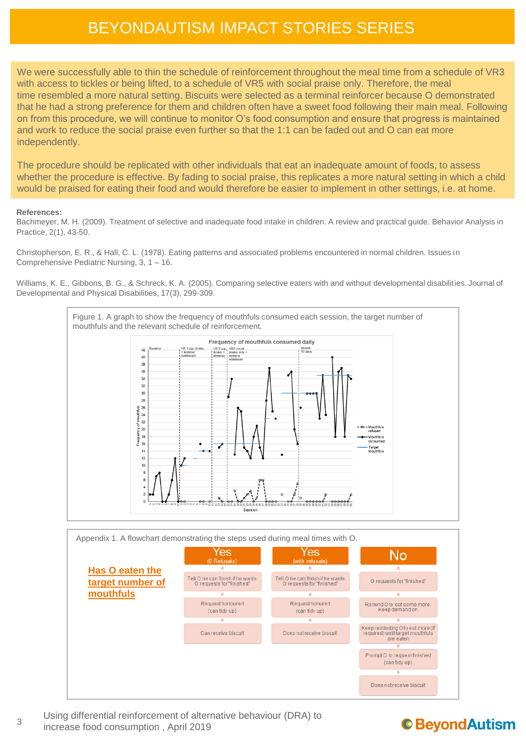We were successfully able to thin the schedule of reinforcement throughout the meal time from a schedule of VR3 with access to tickles or being lifted, to a schedule of VR5 with social praise only. Therefore, the meal time resembled a more natural setting. Biscuits were selected as a terminal reinforcer because O demonstrated that he had a strong preference for them and children often have a sweet food following their main meal. Following on from this procedure, we will continue to monitor O's food consumption and ensure that progress is maintained and work to reduce the social praise even further so that the 1:1 can be faded out and O can eat more independently.

The procedure should be replicated with other individuals that eat an inadequate amount of foods, to assess whether the procedure is effective. By fading to social praise, this replicates a more natural setting in which a child would be praised for eating their food and would therefore be easier to implement in other settings, i.e. at home.

**References:**

Bachmeyer, M. H. (2009). Treatment of selective and inadequate food intake in children: A review and practical guide. Behavior Analysis in Practice, 2(1), 43-50.

Christopherson, E. R., & Hall, C. L. (1978). Eating patterns and associated problems encountered in normal children. Issues in Comprehensive Pediatric Nursing, 3, 1 – 16.

Williams, K. E., Gibbons, B. G., & Schreck, K. A. (2005). Comparing selective eaters with and without developmental disabilities. Journal of Developmental and Physical Disabilities, 17(3), 299-309.

Figure 1. A graph to show the frequency of mouthfuls consumed each session, the target number of mouthfuls and the relevant schedule of reinforcement.

Frequency of mouthfuls consumed daily

Baseline

VR 3 (up, tickles + terminal reinforcer)

VR 5 (up, tickles + terminal)

VR5 social praise only + terminal reinforcer

Absent 10 days

Frequency of mouthfuls

Session

Mouthfuls refused

Mouthfuls consumed

Target Mouthfuls

Appendix 1. A flowchart demonstrating the steps used during meal times with O.

**Has O eaten the target number of mouthfuls**

**Yes** (0 Refusals)
- Tell O he can finish if he wants O requests for "finished"
- Request honoured (can tidy up)
- Can receive biscuit

**Yes** (with refusals)
- Tell O he can finish if he wants O requests for "finished"
- Request honoured (can tidy up)
- Does not receive biscuit

**No**
- O requests for "finished"
- Remind O to eat some more. Keep demand on
- Keep reminding O to eat more (if required) until target mouthfuls are eaten
- Prompt O to request finished (can tidy up)
- Does not receive biscuit

Using differential reinforcement of alternative behaviour (DRA) to increase food consumption , April 2019